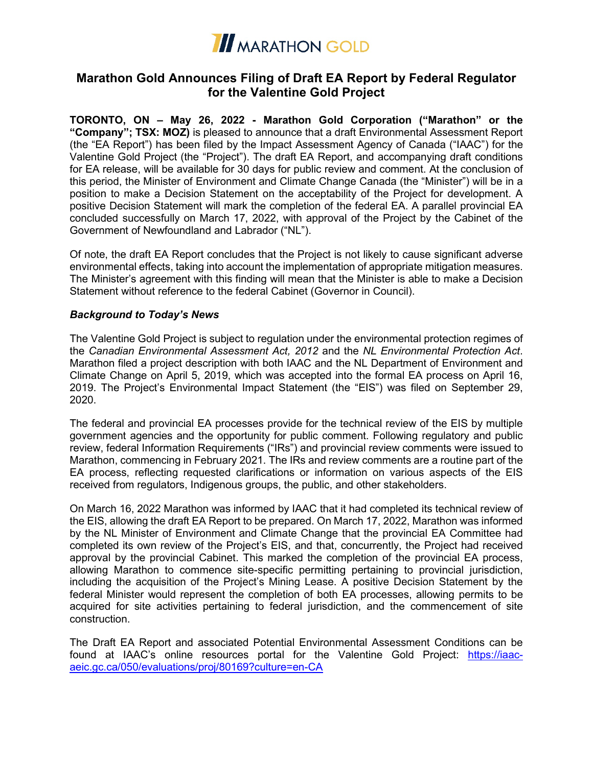MARATHON GOLD

# Marathon Gold Announces Filing of Draft EA Report by Federal Regulator for the Valentine Gold Project

**TORONTO, ON – May 26, 2022 - Marathon Gold Corporation ("Marathon" or the "Company"; TSX: MOZ)** is pleased to announce that a draft Environmental Assessment Report (the "EA Report") has been filed by the Impact Assessment Agency of Canada ("IAAC") for the Valentine Gold Project (the "Project"). The draft EA Report, and accompanying draft conditions for EA release, will be available for 30 days for public review and comment. At the conclusion of this period, the Minister of Environment and Climate Change Canada (the "Minister") will be in a position to make a Decision Statement on the acceptability of the Project for development. A positive Decision Statement will mark the completion of the federal EA. A parallel provincial EA concluded successfully on March 17, 2022, with approval of the Project by the Cabinet of the Government of Newfoundland and Labrador ("NL").

Of note, the draft EA Report concludes that the Project is not likely to cause significant adverse environmental effects, taking into account the implementation of appropriate mitigation measures. The Minister's agreement with this finding will mean that the Minister is able to make a Decision Statement without reference to the federal Cabinet (Governor in Council).

### *Background to Today's News*

The Valentine Gold Project is subject to regulation under the environmental protection regimes of the *Canadian Environmental Assessment Act, 2012* and the *NL Environmental Protection Act*. Marathon filed a project description with both IAAC and the NL Department of Environment and Climate Change on April 5, 2019, which was accepted into the formal EA process on April 16, 2019. The Project's Environmental Impact Statement (the "EIS") was filed on September 29, 2020.

The federal and provincial EA processes provide for the technical review of the EIS by multiple government agencies and the opportunity for public comment. Following regulatory and public review, federal Information Requirements ("IRs") and provincial review comments were issued to Marathon, commencing in February 2021. The IRs and review comments are a routine part of the EA process, reflecting requested clarifications or information on various aspects of the EIS received from regulators, Indigenous groups, the public, and other stakeholders.

On March 16, 2022 Marathon was informed by IAAC that it had completed its technical review of the EIS, allowing the draft EA Report to be prepared. On March 17, 2022, Marathon was informed by the NL Minister of Environment and Climate Change that the provincial EA Committee had completed its own review of the Project's EIS, and that, concurrently, the Project had received approval by the provincial Cabinet. This marked the completion of the provincial EA process, allowing Marathon to commence site-specific permitting pertaining to provincial jurisdiction, including the acquisition of the Project's Mining Lease. A positive Decision Statement by the federal Minister would represent the completion of both EA processes, allowing permits to be acquired for site activities pertaining to federal jurisdiction, and the commencement of site construction.

The Draft EA Report and associated Potential Environmental Assessment Conditions can be found at IAAC's online resources portal for the Valentine Gold Project: [https://iaac-aeic.gc.ca/050/evaluations/proj/80169?culture=en-CA](https://iaac-aeic.gc.ca/050/evaluations/proj/80169?culture=en-CA)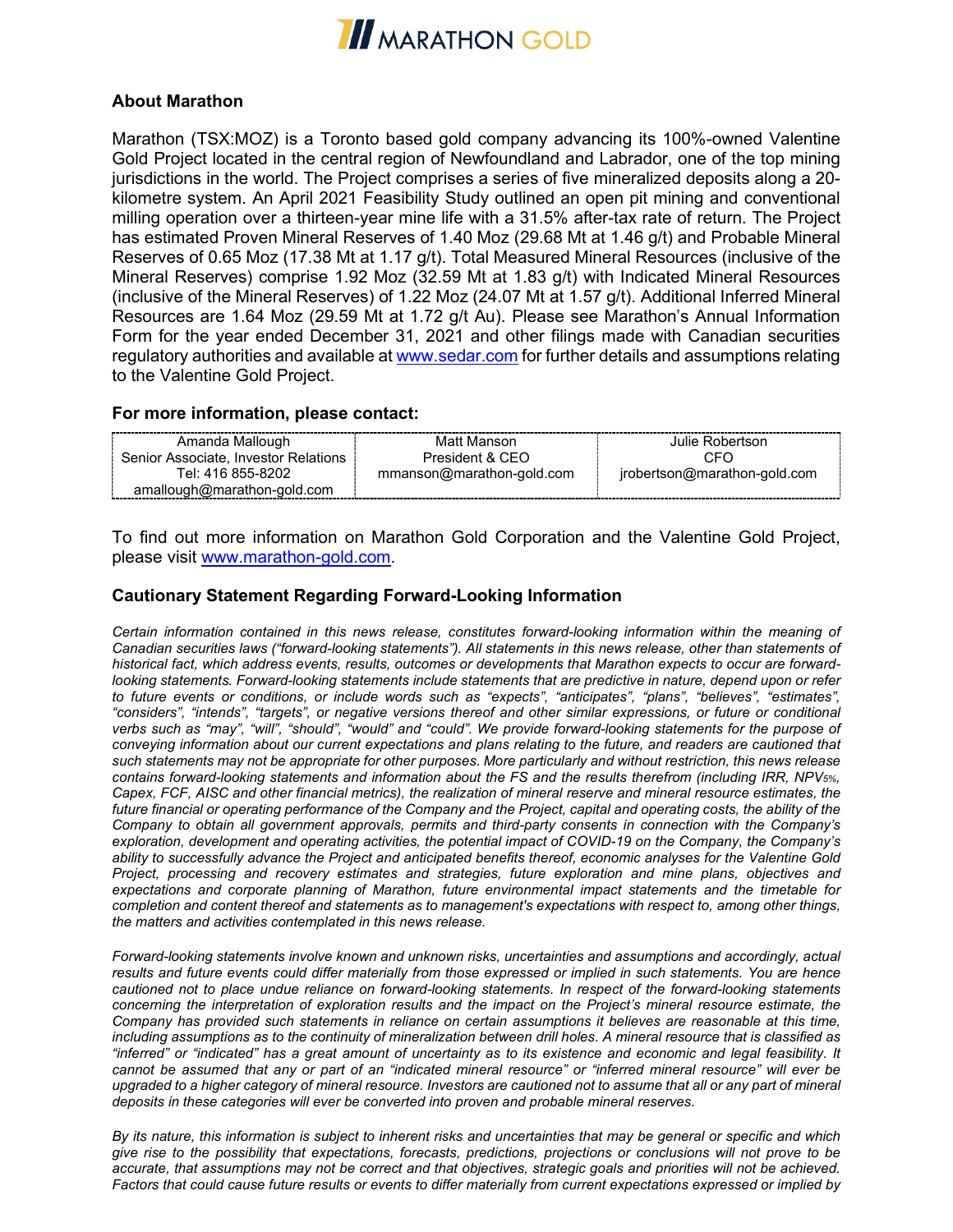## About Marathon

Marathon (TSX:MOZ) is a Toronto based gold company advancing its 100%-owned Valentine Gold Project located in the central region of Newfoundland and Labrador, one of the top mining jurisdictions in the world. The Project comprises a series of five mineralized deposits along a 20-kilometre system. An April 2021 Feasibility Study outlined an open pit mining and conventional milling operation over a thirteen-year mine life with a 31.5% after-tax rate of return. The Project has estimated Proven Mineral Reserves of 1.40 Moz (29.68 Mt at 1.46 g/t) and Probable Mineral Reserves of 0.65 Moz (17.38 Mt at 1.17 g/t). Total Measured Mineral Resources (inclusive of the Mineral Reserves) comprise 1.92 Moz (32.59 Mt at 1.83 g/t) with Indicated Mineral Resources (inclusive of the Mineral Reserves) of 1.22 Moz (24.07 Mt at 1.57 g/t). Additional Inferred Mineral Resources are 1.64 Moz (29.59 Mt at 1.72 g/t Au). Please see Marathon's Annual Information Form for the year ended December 31, 2021 and other filings made with Canadian securities regulatory authorities and available at www.sedar.com for further details and assumptions relating to the Valentine Gold Project.

### For more information, please contact:

| Amanda Mallough<br>Senior Associate, Investor Relations<br>Tel: 416 855-8202<br>amallough@marathon-gold.com | Matt Manson<br>President & CEO<br>mmanson@marathon-gold.com | Julie Robertson<br>CFO<br>jrobertson@marathon-gold.com |
|---|---|---|

To find out more information on Marathon Gold Corporation and the Valentine Gold Project, please visit www.marathon-gold.com.

### Cautionary Statement Regarding Forward-Looking Information

*Certain information contained in this news release, constitutes forward-looking information within the meaning of Canadian securities laws ("forward-looking statements"). All statements in this news release, other than statements of historical fact, which address events, results, outcomes or developments that Marathon expects to occur are forward-looking statements. Forward-looking statements include statements that are predictive in nature, depend upon or refer to future events or conditions, or include words such as "expects", "anticipates", "plans", "believes", "estimates", "considers", "intends", "targets", or negative versions thereof and other similar expressions, or future or conditional verbs such as "may", "will", "should", "would" and "could". We provide forward-looking statements for the purpose of conveying information about our current expectations and plans relating to the future, and readers are cautioned that such statements may not be appropriate for other purposes. More particularly and without restriction, this news release contains forward-looking statements and information about the FS and the results therefrom (including IRR, $NPV_{5\%}$, Capex, FCF, AISC and other financial metrics), the realization of mineral reserve and mineral resource estimates, the future financial or operating performance of the Company and the Project, capital and operating costs, the ability of the Company to obtain all government approvals, permits and third-party consents in connection with the Company's exploration, development and operating activities, the potential impact of COVID-19 on the Company, the Company's ability to successfully advance the Project and anticipated benefits thereof, economic analyses for the Valentine Gold Project, processing and recovery estimates and strategies, future exploration and mine plans, objectives and expectations and corporate planning of Marathon, future environmental impact statements and the timetable for completion and content thereof and statements as to management's expectations with respect to, among other things, the matters and activities contemplated in this news release.*

*Forward-looking statements involve known and unknown risks, uncertainties and assumptions and accordingly, actual results and future events could differ materially from those expressed or implied in such statements. You are hence cautioned not to place undue reliance on forward-looking statements. In respect of the forward-looking statements concerning the interpretation of exploration results and the impact on the Project's mineral resource estimate, the Company has provided such statements in reliance on certain assumptions it believes are reasonable at this time, including assumptions as to the continuity of mineralization between drill holes. A mineral resource that is classified as "inferred" or "indicated" has a great amount of uncertainty as to its existence and economic and legal feasibility. It cannot be assumed that any or part of an "indicated mineral resource" or "inferred mineral resource" will ever be upgraded to a higher category of mineral resource. Investors are cautioned not to assume that all or any part of mineral deposits in these categories will ever be converted into proven and probable mineral reserves.*

*By its nature, this information is subject to inherent risks and uncertainties that may be general or specific and which give rise to the possibility that expectations, forecasts, predictions, projections or conclusions will not prove to be accurate, that assumptions may not be correct and that objectives, strategic goals and priorities will not be achieved. Factors that could cause future results or events to differ materially from current expectations expressed or implied by*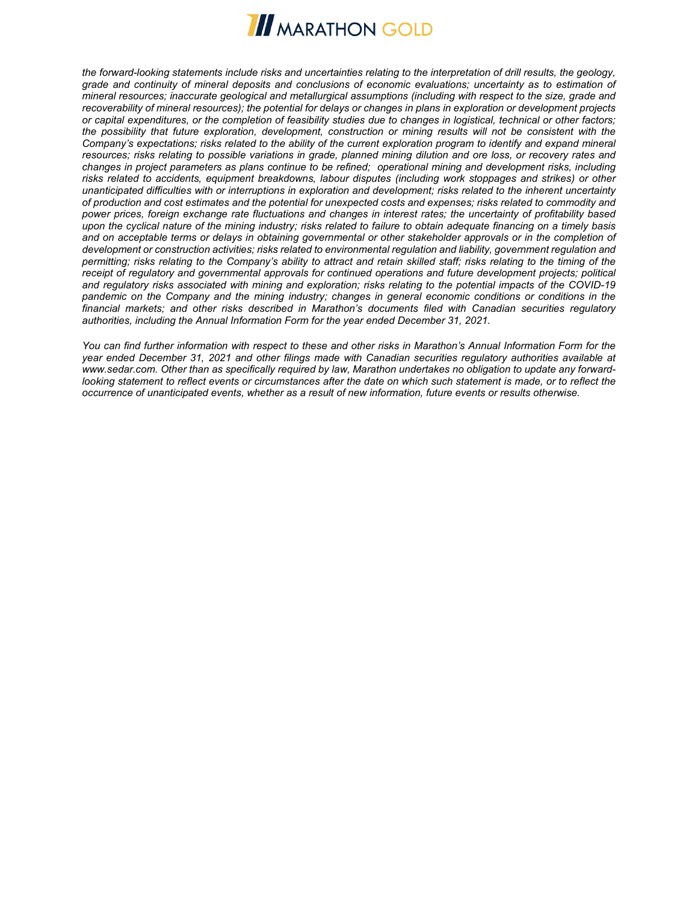*the forward-looking statements include risks and uncertainties relating to the interpretation of drill results, the geology, grade and continuity of mineral deposits and conclusions of economic evaluations; uncertainty as to estimation of mineral resources; inaccurate geological and metallurgical assumptions (including with respect to the size, grade and recoverability of mineral resources); the potential for delays or changes in plans in exploration or development projects or capital expenditures, or the completion of feasibility studies due to changes in logistical, technical or other factors; the possibility that future exploration, development, construction or mining results will not be consistent with the Company's expectations; risks related to the ability of the current exploration program to identify and expand mineral resources; risks relating to possible variations in grade, planned mining dilution and ore loss, or recovery rates and changes in project parameters as plans continue to be refined; operational mining and development risks, including risks related to accidents, equipment breakdowns, labour disputes (including work stoppages and strikes) or other unanticipated difficulties with or interruptions in exploration and development; risks related to the inherent uncertainty of production and cost estimates and the potential for unexpected costs and expenses; risks related to commodity and power prices, foreign exchange rate fluctuations and changes in interest rates; the uncertainty of profitability based upon the cyclical nature of the mining industry; risks related to failure to obtain adequate financing on a timely basis and on acceptable terms or delays in obtaining governmental or other stakeholder approvals or in the completion of development or construction activities; risks related to environmental regulation and liability, government regulation and permitting; risks relating to the Company's ability to attract and retain skilled staff; risks relating to the timing of the receipt of regulatory and governmental approvals for continued operations and future development projects; political and regulatory risks associated with mining and exploration; risks relating to the potential impacts of the COVID-19 pandemic on the Company and the mining industry; changes in general economic conditions or conditions in the financial markets; and other risks described in Marathon's documents filed with Canadian securities regulatory authorities, including the Annual Information Form for the year ended December 31, 2021.*

*You can find further information with respect to these and other risks in Marathon's Annual Information Form for the year ended December 31, 2021 and other filings made with Canadian securities regulatory authorities available at www.sedar.com. Other than as specifically required by law, Marathon undertakes no obligation to update any forward-looking statement to reflect events or circumstances after the date on which such statement is made, or to reflect the occurrence of unanticipated events, whether as a result of new information, future events or results otherwise.*